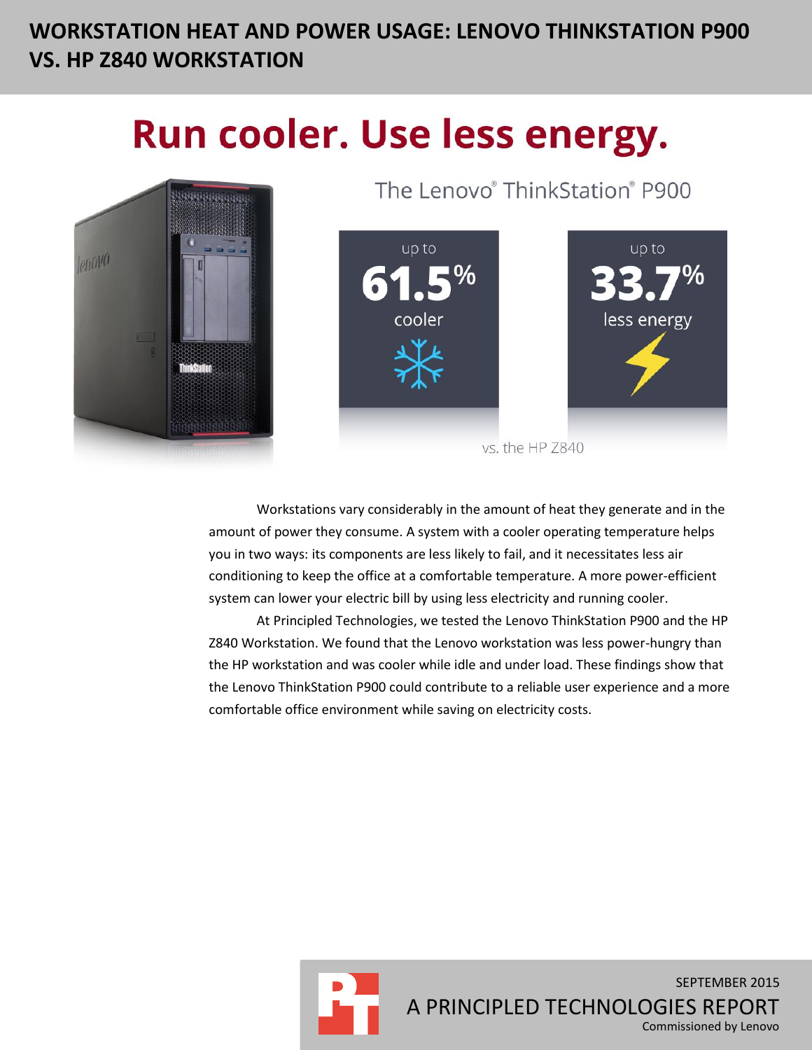# WORKSTATION HEAT AND POWER USAGE: LENOVO THINKSTATION P900 VS. HP Z840 WORKSTATION

## Run cooler. Use less energy.

The Lenovo® ThinkStation® P900

up to
**61.5%**
cooler

up to
**33.7%**
less energy

vs. the HP Z840

Workstations vary considerably in the amount of heat they generate and in the amount of power they consume. A system with a cooler operating temperature helps you in two ways: its components are less likely to fail, and it necessitates less air conditioning to keep the office at a comfortable temperature. A more power-efficient system can lower your electric bill by using less electricity and running cooler.

At Principled Technologies, we tested the Lenovo ThinkStation P900 and the HP Z840 Workstation. We found that the Lenovo workstation was less power-hungry than the HP workstation and was cooler while idle and under load. These findings show that the Lenovo ThinkStation P900 could contribute to a reliable user experience and a more comfortable office environment while saving on electricity costs.

SEPTEMBER 2015
A PRINCIPLED TECHNOLOGIES REPORT
Commissioned by Lenovo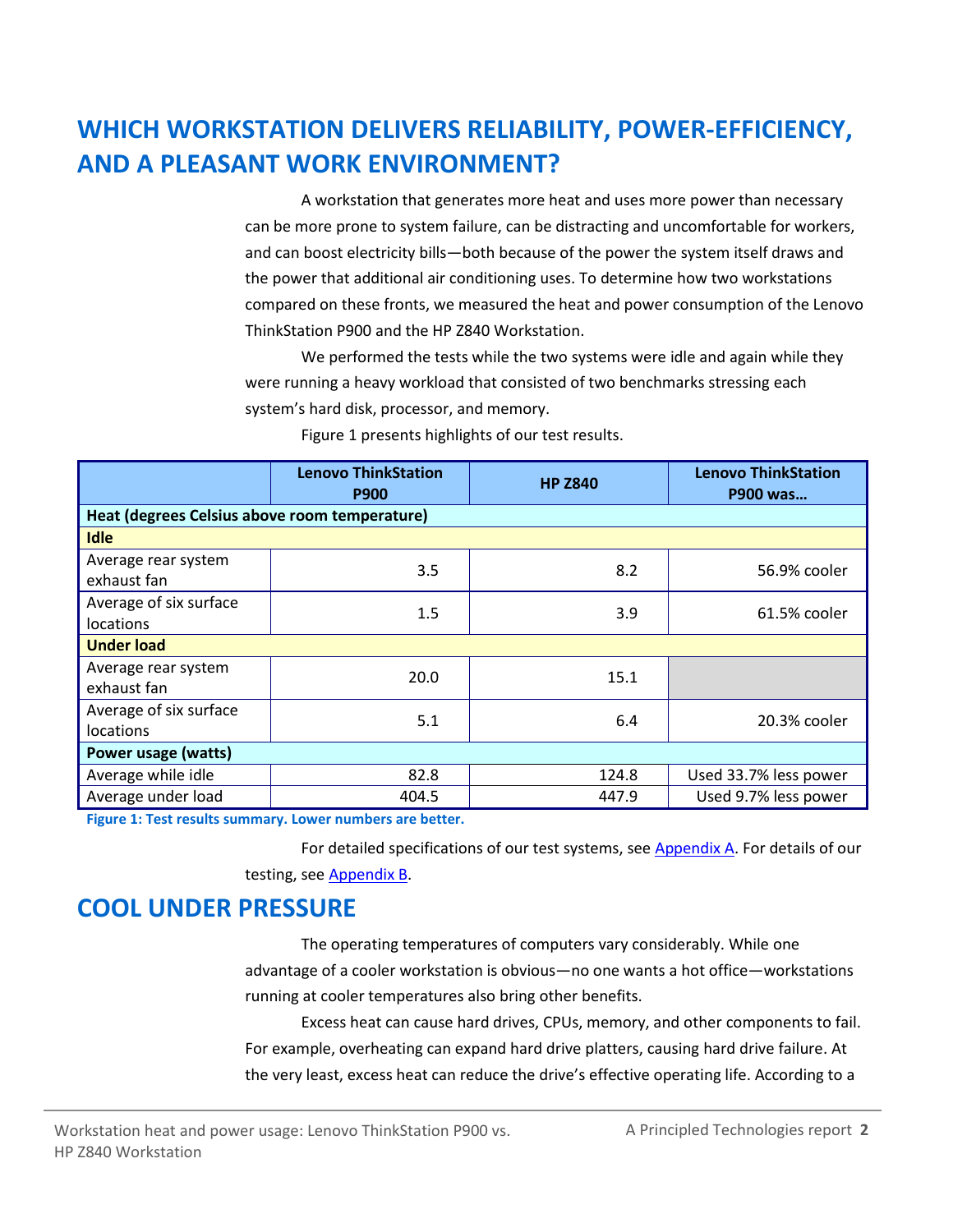## WHICH WORKSTATION DELIVERS RELIABILITY, POWER-EFFICIENCY, AND A PLEASANT WORK ENVIRONMENT?

A workstation that generates more heat and uses more power than necessary can be more prone to system failure, can be distracting and uncomfortable for workers, and can boost electricity bills—both because of the power the system itself draws and the power that additional air conditioning uses. To determine how two workstations compared on these fronts, we measured the heat and power consumption of the Lenovo ThinkStation P900 and the HP Z840 Workstation.

We performed the tests while the two systems were idle and again while they were running a heavy workload that consisted of two benchmarks stressing each system's hard disk, processor, and memory.

Figure 1 presents highlights of our test results.

| | Lenovo ThinkStation P900 | HP Z840 | Lenovo ThinkStation P900 was… |
|---|---|---|---|
| **Heat (degrees Celsius above room temperature)** | | | |
| **Idle** | | | |
| Average rear system exhaust fan | 3.5 | 8.2 | 56.9% cooler |
| Average of six surface locations | 1.5 | 3.9 | 61.5% cooler |
| **Under load** | | | |
| Average rear system exhaust fan | 20.0 | 15.1 | |
| Average of six surface locations | 5.1 | 6.4 | 20.3% cooler |
| **Power usage (watts)** | | | |
| Average while idle | 82.8 | 124.8 | Used 33.7% less power |
| Average under load | 404.5 | 447.9 | Used 9.7% less power |

**Figure 1: Test results summary. Lower numbers are better.**

For detailed specifications of our test systems, see Appendix A. For details of our testing, see Appendix B.

## COOL UNDER PRESSURE

The operating temperatures of computers vary considerably. While one advantage of a cooler workstation is obvious—no one wants a hot office—workstations running at cooler temperatures also bring other benefits.

Excess heat can cause hard drives, CPUs, memory, and other components to fail. For example, overheating can expand hard drive platters, causing hard drive failure. At the very least, excess heat can reduce the drive's effective operating life. According to a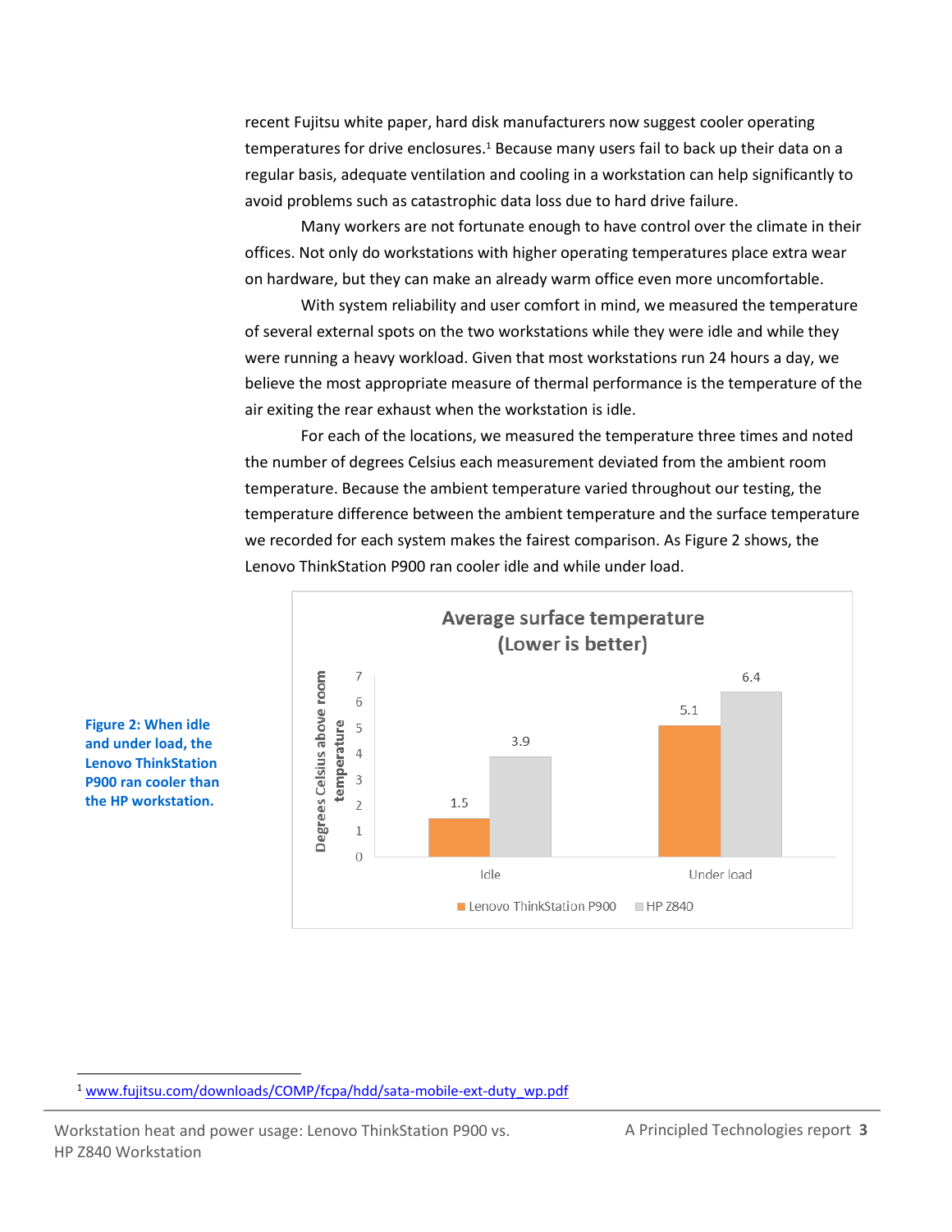recent Fujitsu white paper, hard disk manufacturers now suggest cooler operating temperatures for drive enclosures.[1] Because many users fail to back up their data on a regular basis, adequate ventilation and cooling in a workstation can help significantly to avoid problems such as catastrophic data loss due to hard drive failure.

Many workers are not fortunate enough to have control over the climate in their offices. Not only do workstations with higher operating temperatures place extra wear on hardware, but they can make an already warm office even more uncomfortable.

With system reliability and user comfort in mind, we measured the temperature of several external spots on the two workstations while they were idle and while they were running a heavy workload. Given that most workstations run 24 hours a day, we believe the most appropriate measure of thermal performance is the temperature of the air exiting the rear exhaust when the workstation is idle.

For each of the locations, we measured the temperature three times and noted the number of degrees Celsius each measurement deviated from the ambient room temperature. Because the ambient temperature varied throughout our testing, the temperature difference between the ambient temperature and the surface temperature we recorded for each system makes the fairest comparison. As Figure 2 shows, the Lenovo ThinkStation P900 ran cooler idle and while under load.

Average surface temperature
(Lower is better)

Degrees Celsius above room temperature

0
1
2
3
4
5
6
7

1.5
3.9
5.1
6.4

Idle
Under load

Lenovo ThinkStation P900
HP Z840

**Figure 2: When idle and under load, the Lenovo ThinkStation P900 ran cooler than the HP workstation.**

[1] www.fujitsu.com/downloads/COMP/fcpa/hdd/sata-mobile-ext-duty_wp.pdf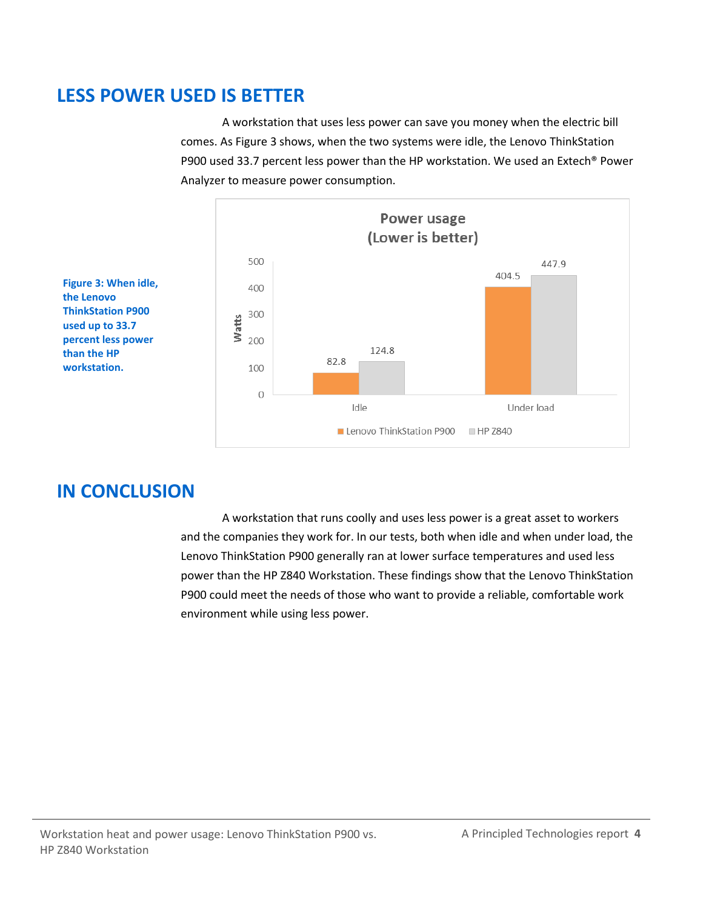## LESS POWER USED IS BETTER

A workstation that uses less power can save you money when the electric bill comes. As Figure 3 shows, when the two systems were idle, the Lenovo ThinkStation P900 used 33.7 percent less power than the HP workstation. We used an Extech® Power Analyzer to measure power consumption.

Power usage
(Lower is better)

Watts

500
400
300
200
100
0

82.8
124.8
404.5
447.9

Idle
Under load

Lenovo ThinkStation P900
HP Z840

**Figure 3: When idle, the Lenovo ThinkStation P900 used up to 33.7 percent less power than the HP workstation.**

## IN CONCLUSION

A workstation that runs coolly and uses less power is a great asset to workers and the companies they work for. In our tests, both when idle and when under load, the Lenovo ThinkStation P900 generally ran at lower surface temperatures and used less power than the HP Z840 Workstation. These findings show that the Lenovo ThinkStation P900 could meet the needs of those who want to provide a reliable, comfortable work environment while using less power.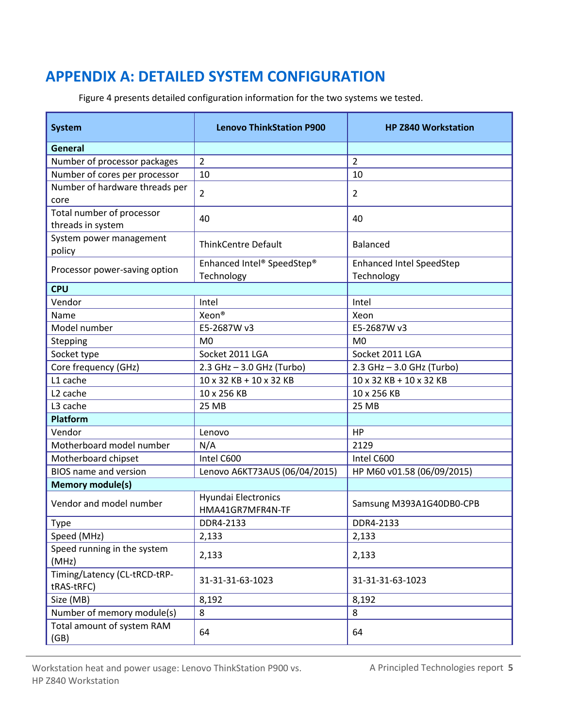# APPENDIX A: DETAILED SYSTEM CONFIGURATION

Figure 4 presents detailed configuration information for the two systems we tested.

| System | Lenovo ThinkStation P900 | HP Z840 Workstation |
|---|---|---|
| **General** | | |
| Number of processor packages | 2 | 2 |
| Number of cores per processor | 10 | 10 |
| Number of hardware threads per core | 2 | 2 |
| Total number of processor threads in system | 40 | 40 |
| System power management policy | ThinkCentre Default | Balanced |
| Processor power-saving option | Enhanced Intel® SpeedStep® Technology | Enhanced Intel SpeedStep Technology |
| **CPU** | | |
| Vendor | Intel | Intel |
| Name | Xeon® | Xeon |
| Model number | E5-2687W v3 | E5-2687W v3 |
| Stepping | M0 | M0 |
| Socket type | Socket 2011 LGA | Socket 2011 LGA |
| Core frequency (GHz) | 2.3 GHz – 3.0 GHz (Turbo) | 2.3 GHz – 3.0 GHz (Turbo) |
| L1 cache | 10 x 32 KB + 10 x 32 KB | 10 x 32 KB + 10 x 32 KB |
| L2 cache | 10 x 256 KB | 10 x 256 KB |
| L3 cache | 25 MB | 25 MB |
| **Platform** | | |
| Vendor | Lenovo | HP |
| Motherboard model number | N/A | 2129 |
| Motherboard chipset | Intel C600 | Intel C600 |
| BIOS name and version | Lenovo A6KT73AUS (06/04/2015) | HP M60 v01.58 (06/09/2015) |
| **Memory module(s)** | | |
| Vendor and model number | Hyundai Electronics HMA41GR7MFR4N-TF | Samsung M393A1G40DB0-CPB |
| Type | DDR4-2133 | DDR4-2133 |
| Speed (MHz) | 2,133 | 2,133 |
| Speed running in the system (MHz) | 2,133 | 2,133 |
| Timing/Latency (CL-tRCD-tRP-tRAS-tRFC) | 31-31-31-63-1023 | 31-31-31-63-1023 |
| Size (MB) | 8,192 | 8,192 |
| Number of memory module(s) | 8 | 8 |
| Total amount of system RAM (GB) | 64 | 64 |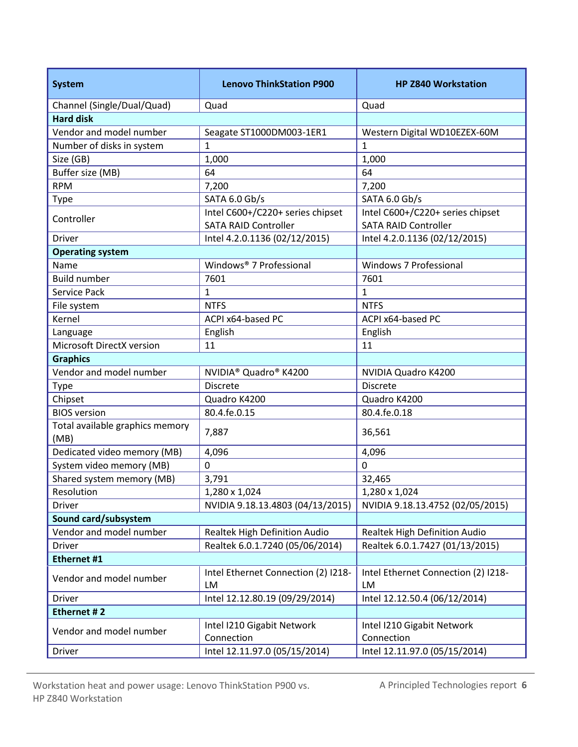| System | Lenovo ThinkStation P900 | HP Z840 Workstation |
|---|---|---|
| Channel (Single/Dual/Quad) | Quad | Quad |
| **Hard disk** | | |
| Vendor and model number | Seagate ST1000DM003-1ER1 | Western Digital WD10EZEX-60M |
| Number of disks in system | 1 | 1 |
| Size (GB) | 1,000 | 1,000 |
| Buffer size (MB) | 64 | 64 |
| RPM | 7,200 | 7,200 |
| Type | SATA 6.0 Gb/s | SATA 6.0 Gb/s |
| Controller | Intel C600+/C220+ series chipset SATA RAID Controller | Intel C600+/C220+ series chipset SATA RAID Controller |
| Driver | Intel 4.2.0.1136 (02/12/2015) | Intel 4.2.0.1136 (02/12/2015) |
| **Operating system** | | |
| Name | Windows® 7 Professional | Windows 7 Professional |
| Build number | 7601 | 7601 |
| Service Pack | 1 | 1 |
| File system | NTFS | NTFS |
| Kernel | ACPI x64-based PC | ACPI x64-based PC |
| Language | English | English |
| Microsoft DirectX version | 11 | 11 |
| **Graphics** | | |
| Vendor and model number | NVIDIA® Quadro® K4200 | NVIDIA Quadro K4200 |
| Type | Discrete | Discrete |
| Chipset | Quadro K4200 | Quadro K4200 |
| BIOS version | 80.4.fe.0.15 | 80.4.fe.0.18 |
| Total available graphics memory (MB) | 7,887 | 36,561 |
| Dedicated video memory (MB) | 4,096 | 4,096 |
| System video memory (MB) | 0 | 0 |
| Shared system memory (MB) | 3,791 | 32,465 |
| Resolution | 1,280 x 1,024 | 1,280 x 1,024 |
| Driver | NVIDIA 9.18.13.4803 (04/13/2015) | NVIDIA 9.18.13.4752 (02/05/2015) |
| **Sound card/subsystem** | | |
| Vendor and model number | Realtek High Definition Audio | Realtek High Definition Audio |
| Driver | Realtek 6.0.1.7240 (05/06/2014) | Realtek 6.0.1.7427 (01/13/2015) |
| **Ethernet #1** | | |
| Vendor and model number | Intel Ethernet Connection (2) I218-LM | Intel Ethernet Connection (2) I218-LM |
| Driver | Intel 12.12.80.19 (09/29/2014) | Intel 12.12.50.4 (06/12/2014) |
| **Ethernet # 2** | | |
| Vendor and model number | Intel I210 Gigabit Network Connection | Intel I210 Gigabit Network Connection |
| Driver | Intel 12.11.97.0 (05/15/2014) | Intel 12.11.97.0 (05/15/2014) |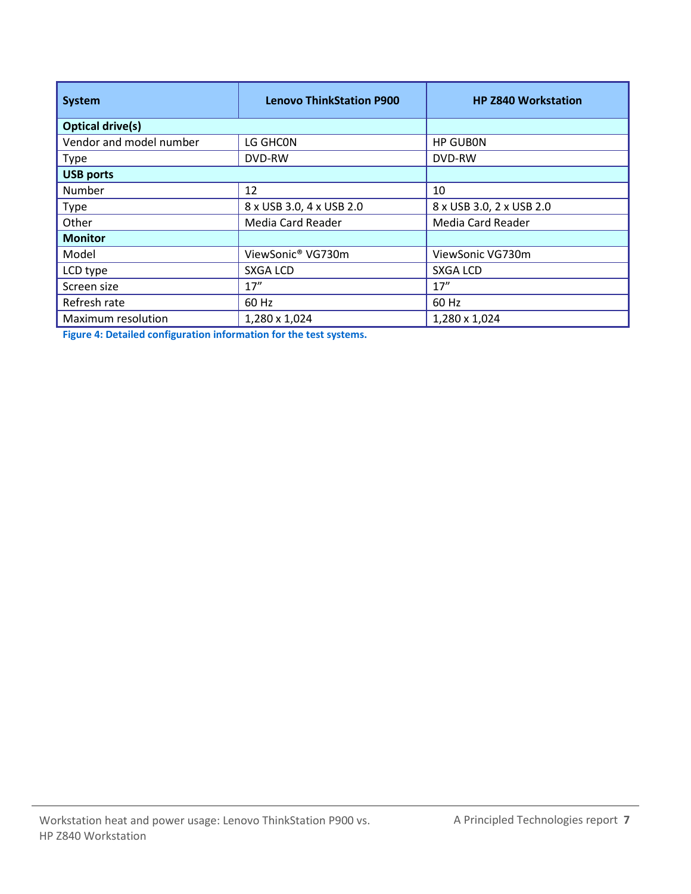| System | Lenovo ThinkStation P900 | HP Z840 Workstation |
| --- | --- | --- |
| **Optical drive(s)** | | |
| Vendor and model number | LG GHC0N | HP GUB0N |
| Type | DVD-RW | DVD-RW |
| **USB ports** | | |
| Number | 12 | 10 |
| Type | 8 x USB 3.0, 4 x USB 2.0 | 8 x USB 3.0, 2 x USB 2.0 |
| Other | Media Card Reader | Media Card Reader |
| **Monitor** | | |
| Model | ViewSonic® VG730m | ViewSonic VG730m |
| LCD type | SXGA LCD | SXGA LCD |
| Screen size | 17” | 17” |
| Refresh rate | 60 Hz | 60 Hz |
| Maximum resolution | 1,280 x 1,024 | 1,280 x 1,024 |

**Figure 4: Detailed configuration information for the test systems.**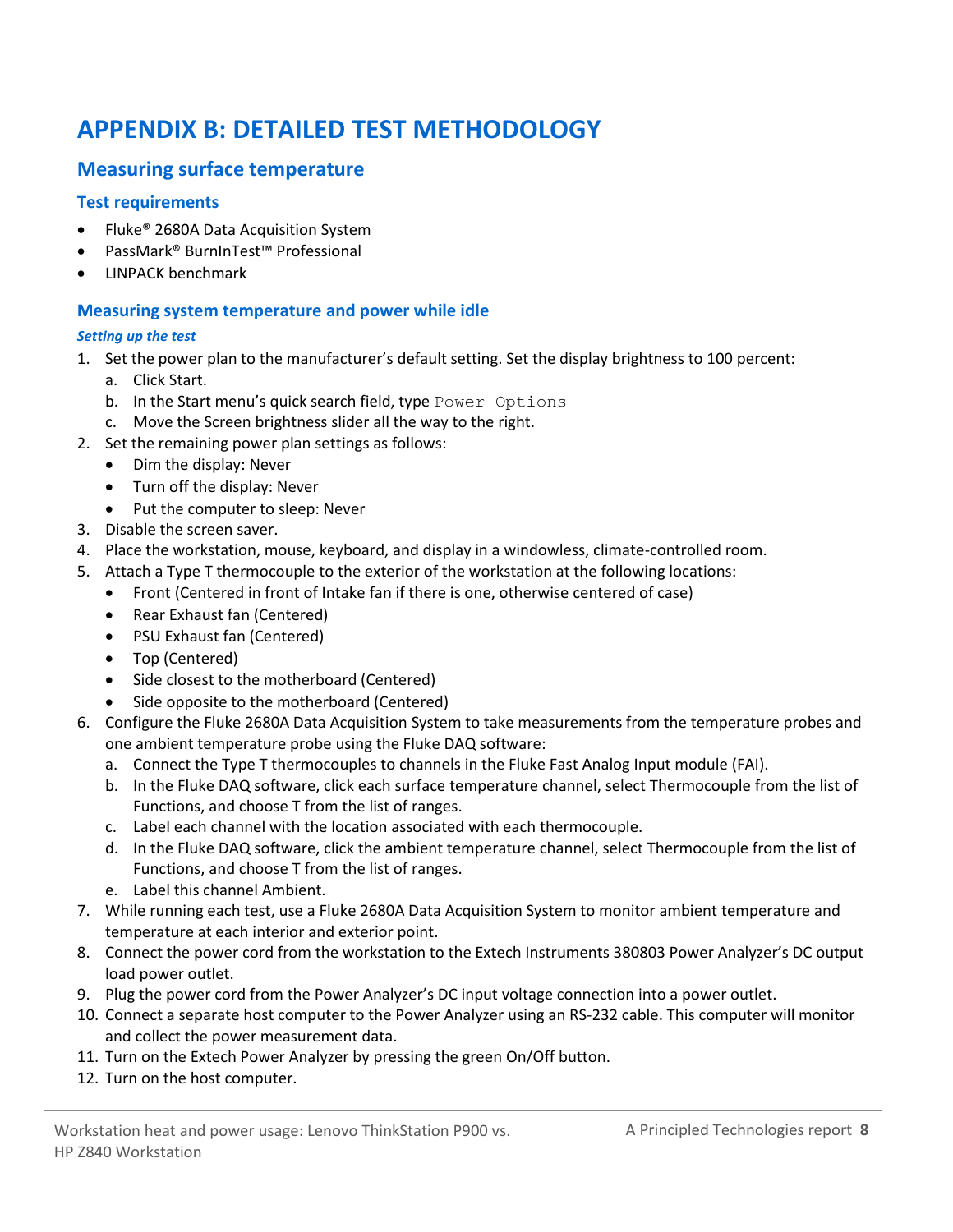# APPENDIX B: DETAILED TEST METHODOLOGY

## Measuring surface temperature

### Test requirements

- Fluke® 2680A Data Acquisition System
- PassMark® BurnInTest™ Professional
- LINPACK benchmark

### Measuring system temperature and power while idle

#### *Setting up the test*

1. Set the power plan to the manufacturer's default setting. Set the display brightness to 100 percent:
   a. Click Start.
   b. In the Start menu's quick search field, type `Power Options`
   c. Move the Screen brightness slider all the way to the right.
2. Set the remaining power plan settings as follows:
   - Dim the display: Never
   - Turn off the display: Never
   - Put the computer to sleep: Never
3. Disable the screen saver.
4. Place the workstation, mouse, keyboard, and display in a windowless, climate-controlled room.
5. Attach a Type T thermocouple to the exterior of the workstation at the following locations:
   - Front (Centered in front of Intake fan if there is one, otherwise centered of case)
   - Rear Exhaust fan (Centered)
   - PSU Exhaust fan (Centered)
   - Top (Centered)
   - Side closest to the motherboard (Centered)
   - Side opposite to the motherboard (Centered)
6. Configure the Fluke 2680A Data Acquisition System to take measurements from the temperature probes and one ambient temperature probe using the Fluke DAQ software:
   a. Connect the Type T thermocouples to channels in the Fluke Fast Analog Input module (FAI).
   b. In the Fluke DAQ software, click each surface temperature channel, select Thermocouple from the list of Functions, and choose T from the list of ranges.
   c. Label each channel with the location associated with each thermocouple.
   d. In the Fluke DAQ software, click the ambient temperature channel, select Thermocouple from the list of Functions, and choose T from the list of ranges.
   e. Label this channel Ambient.
7. While running each test, use a Fluke 2680A Data Acquisition System to monitor ambient temperature and temperature at each interior and exterior point.
8. Connect the power cord from the workstation to the Extech Instruments 380803 Power Analyzer's DC output load power outlet.
9. Plug the power cord from the Power Analyzer's DC input voltage connection into a power outlet.
10. Connect a separate host computer to the Power Analyzer using an RS-232 cable. This computer will monitor and collect the power measurement data.
11. Turn on the Extech Power Analyzer by pressing the green On/Off button.
12. Turn on the host computer.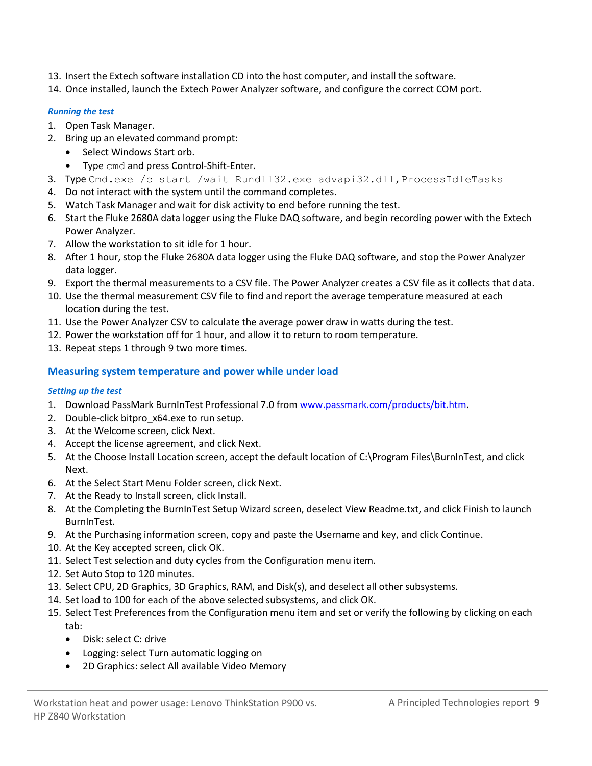13. Insert the Extech software installation CD into the host computer, and install the software.
14. Once installed, launch the Extech Power Analyzer software, and configure the correct COM port.

#### *Running the test*

1. Open Task Manager.
2. Bring up an elevated command prompt:
   - Select Windows Start orb.
   - Type `cmd` and press Control-Shift-Enter.
3. Type `Cmd.exe /c start /wait Rundll32.exe advapi32.dll,ProcessIdleTasks`
4. Do not interact with the system until the command completes.
5. Watch Task Manager and wait for disk activity to end before running the test.
6. Start the Fluke 2680A data logger using the Fluke DAQ software, and begin recording power with the Extech Power Analyzer.
7. Allow the workstation to sit idle for 1 hour.
8. After 1 hour, stop the Fluke 2680A data logger using the Fluke DAQ software, and stop the Power Analyzer data logger.
9. Export the thermal measurements to a CSV file. The Power Analyzer creates a CSV file as it collects that data.
10. Use the thermal measurement CSV file to find and report the average temperature measured at each location during the test.
11. Use the Power Analyzer CSV to calculate the average power draw in watts during the test.
12. Power the workstation off for 1 hour, and allow it to return to room temperature.
13. Repeat steps 1 through 9 two more times.

### Measuring system temperature and power while under load

#### *Setting up the test*

1. Download PassMark BurnInTest Professional 7.0 from www.passmark.com/products/bit.htm.
2. Double-click bitpro_x64.exe to run setup.
3. At the Welcome screen, click Next.
4. Accept the license agreement, and click Next.
5. At the Choose Install Location screen, accept the default location of C:\Program Files\BurnInTest, and click Next.
6. At the Select Start Menu Folder screen, click Next.
7. At the Ready to Install screen, click Install.
8. At the Completing the BurnInTest Setup Wizard screen, deselect View Readme.txt, and click Finish to launch BurnInTest.
9. At the Purchasing information screen, copy and paste the Username and key, and click Continue.
10. At the Key accepted screen, click OK.
11. Select Test selection and duty cycles from the Configuration menu item.
12. Set Auto Stop to 120 minutes.
13. Select CPU, 2D Graphics, 3D Graphics, RAM, and Disk(s), and deselect all other subsystems.
14. Set load to 100 for each of the above selected subsystems, and click OK.
15. Select Test Preferences from the Configuration menu item and set or verify the following by clicking on each tab:
    - Disk: select C: drive
    - Logging: select Turn automatic logging on
    - 2D Graphics: select All available Video Memory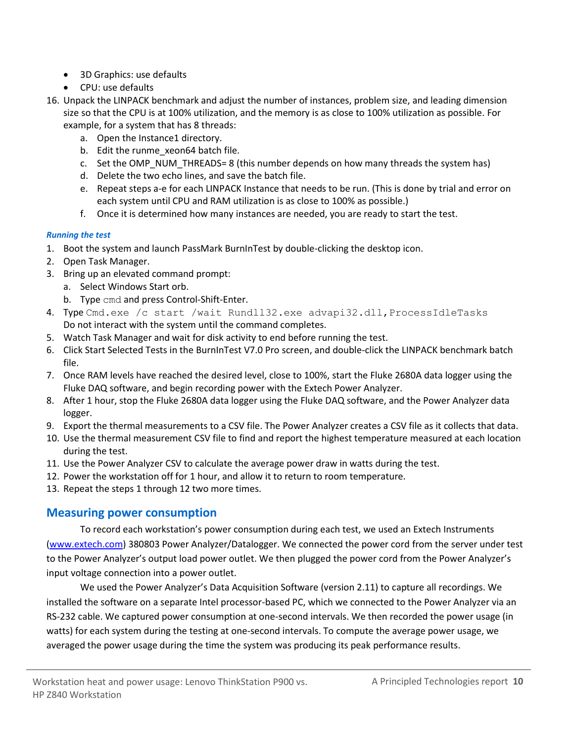- 3D Graphics: use defaults
- CPU: use defaults

16. Unpack the LINPACK benchmark and adjust the number of instances, problem size, and leading dimension size so that the CPU is at 100% utilization, and the memory is as close to 100% utilization as possible. For example, for a system that has 8 threads:
    a. Open the Instance1 directory.
    b. Edit the runme_xeon64 batch file.
    c. Set the OMP_NUM_THREADS= 8 (this number depends on how many threads the system has)
    d. Delete the two echo lines, and save the batch file.
    e. Repeat steps a-e for each LINPACK Instance that needs to be run. (This is done by trial and error on each system until CPU and RAM utilization is as close to 100% as possible.)
    f. Once it is determined how many instances are needed, you are ready to start the test.

***Running the test***

1. Boot the system and launch PassMark BurnInTest by double-clicking the desktop icon.
2. Open Task Manager.
3. Bring up an elevated command prompt:
    a. Select Windows Start orb.
    b. Type `cmd` and press Control-Shift-Enter.
4. Type `Cmd.exe /c start /wait Rundll32.exe advapi32.dll,ProcessIdleTasks`
   Do not interact with the system until the command completes.
5. Watch Task Manager and wait for disk activity to end before running the test.
6. Click Start Selected Tests in the BurnInTest V7.0 Pro screen, and double-click the LINPACK benchmark batch file.
7. Once RAM levels have reached the desired level, close to 100%, start the Fluke 2680A data logger using the Fluke DAQ software, and begin recording power with the Extech Power Analyzer.
8. After 1 hour, stop the Fluke 2680A data logger using the Fluke DAQ software, and the Power Analyzer data logger.
9. Export the thermal measurements to a CSV file. The Power Analyzer creates a CSV file as it collects that data.
10. Use the thermal measurement CSV file to find and report the highest temperature measured at each location during the test.
11. Use the Power Analyzer CSV to calculate the average power draw in watts during the test.
12. Power the workstation off for 1 hour, and allow it to return to room temperature.
13. Repeat the steps 1 through 12 two more times.

## Measuring power consumption

To record each workstation's power consumption during each test, we used an Extech Instruments (www.extech.com) 380803 Power Analyzer/Datalogger. We connected the power cord from the server under test to the Power Analyzer's output load power outlet. We then plugged the power cord from the Power Analyzer's input voltage connection into a power outlet.

We used the Power Analyzer's Data Acquisition Software (version 2.11) to capture all recordings. We installed the software on a separate Intel processor-based PC, which we connected to the Power Analyzer via an RS-232 cable. We captured power consumption at one-second intervals. We then recorded the power usage (in watts) for each system during the testing at one-second intervals. To compute the average power usage, we averaged the power usage during the time the system was producing its peak performance results.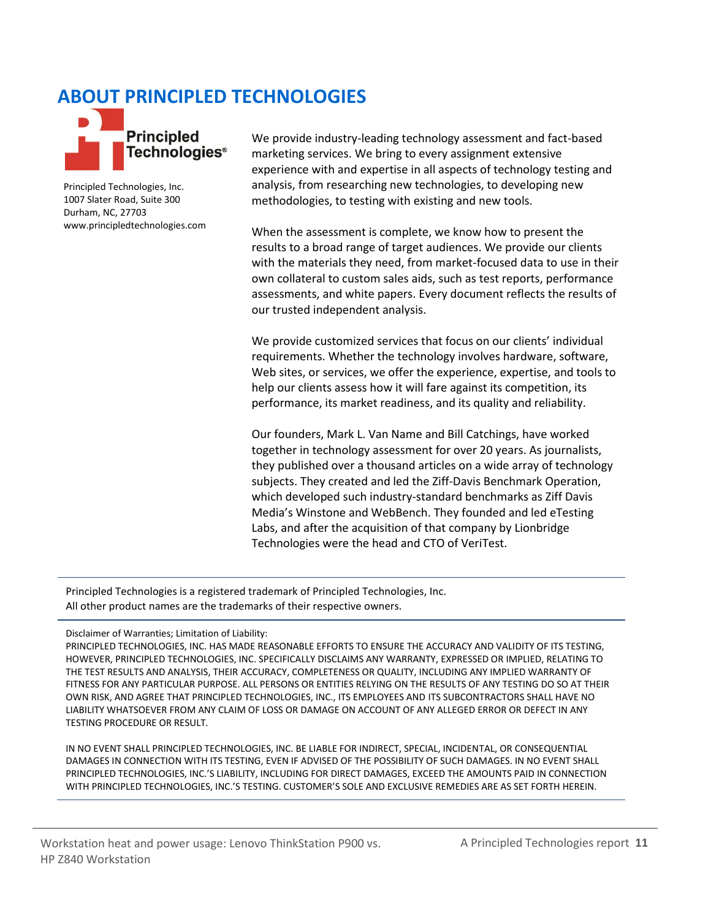## ABOUT PRINCIPLED TECHNOLOGIES

Principled Technologies, Inc.
1007 Slater Road, Suite 300
Durham, NC, 27703
www.principledtechnologies.com

We provide industry-leading technology assessment and fact-based marketing services. We bring to every assignment extensive experience with and expertise in all aspects of technology testing and analysis, from researching new technologies, to developing new methodologies, to testing with existing and new tools.

When the assessment is complete, we know how to present the results to a broad range of target audiences. We provide our clients with the materials they need, from market-focused data to use in their own collateral to custom sales aids, such as test reports, performance assessments, and white papers. Every document reflects the results of our trusted independent analysis.

We provide customized services that focus on our clients' individual requirements. Whether the technology involves hardware, software, Web sites, or services, we offer the experience, expertise, and tools to help our clients assess how it will fare against its competition, its performance, its market readiness, and its quality and reliability.

Our founders, Mark L. Van Name and Bill Catchings, have worked together in technology assessment for over 20 years. As journalists, they published over a thousand articles on a wide array of technology subjects. They created and led the Ziff-Davis Benchmark Operation, which developed such industry-standard benchmarks as Ziff Davis Media's Winstone and WebBench. They founded and led eTesting Labs, and after the acquisition of that company by Lionbridge Technologies were the head and CTO of VeriTest.

---

Principled Technologies is a registered trademark of Principled Technologies, Inc.
All other product names are the trademarks of their respective owners.

---

Disclaimer of Warranties; Limitation of Liability:
PRINCIPLED TECHNOLOGIES, INC. HAS MADE REASONABLE EFFORTS TO ENSURE THE ACCURACY AND VALIDITY OF ITS TESTING, HOWEVER, PRINCIPLED TECHNOLOGIES, INC. SPECIFICALLY DISCLAIMS ANY WARRANTY, EXPRESSED OR IMPLIED, RELATING TO THE TEST RESULTS AND ANALYSIS, THEIR ACCURACY, COMPLETENESS OR QUALITY, INCLUDING ANY IMPLIED WARRANTY OF FITNESS FOR ANY PARTICULAR PURPOSE. ALL PERSONS OR ENTITIES RELYING ON THE RESULTS OF ANY TESTING DO SO AT THEIR OWN RISK, AND AGREE THAT PRINCIPLED TECHNOLOGIES, INC., ITS EMPLOYEES AND ITS SUBCONTRACTORS SHALL HAVE NO LIABILITY WHATSOEVER FROM ANY CLAIM OF LOSS OR DAMAGE ON ACCOUNT OF ANY ALLEGED ERROR OR DEFECT IN ANY TESTING PROCEDURE OR RESULT.

IN NO EVENT SHALL PRINCIPLED TECHNOLOGIES, INC. BE LIABLE FOR INDIRECT, SPECIAL, INCIDENTAL, OR CONSEQUENTIAL DAMAGES IN CONNECTION WITH ITS TESTING, EVEN IF ADVISED OF THE POSSIBILITY OF SUCH DAMAGES. IN NO EVENT SHALL PRINCIPLED TECHNOLOGIES, INC.'S LIABILITY, INCLUDING FOR DIRECT DAMAGES, EXCEED THE AMOUNTS PAID IN CONNECTION WITH PRINCIPLED TECHNOLOGIES, INC.'S TESTING. CUSTOMER'S SOLE AND EXCLUSIVE REMEDIES ARE AS SET FORTH HEREIN.